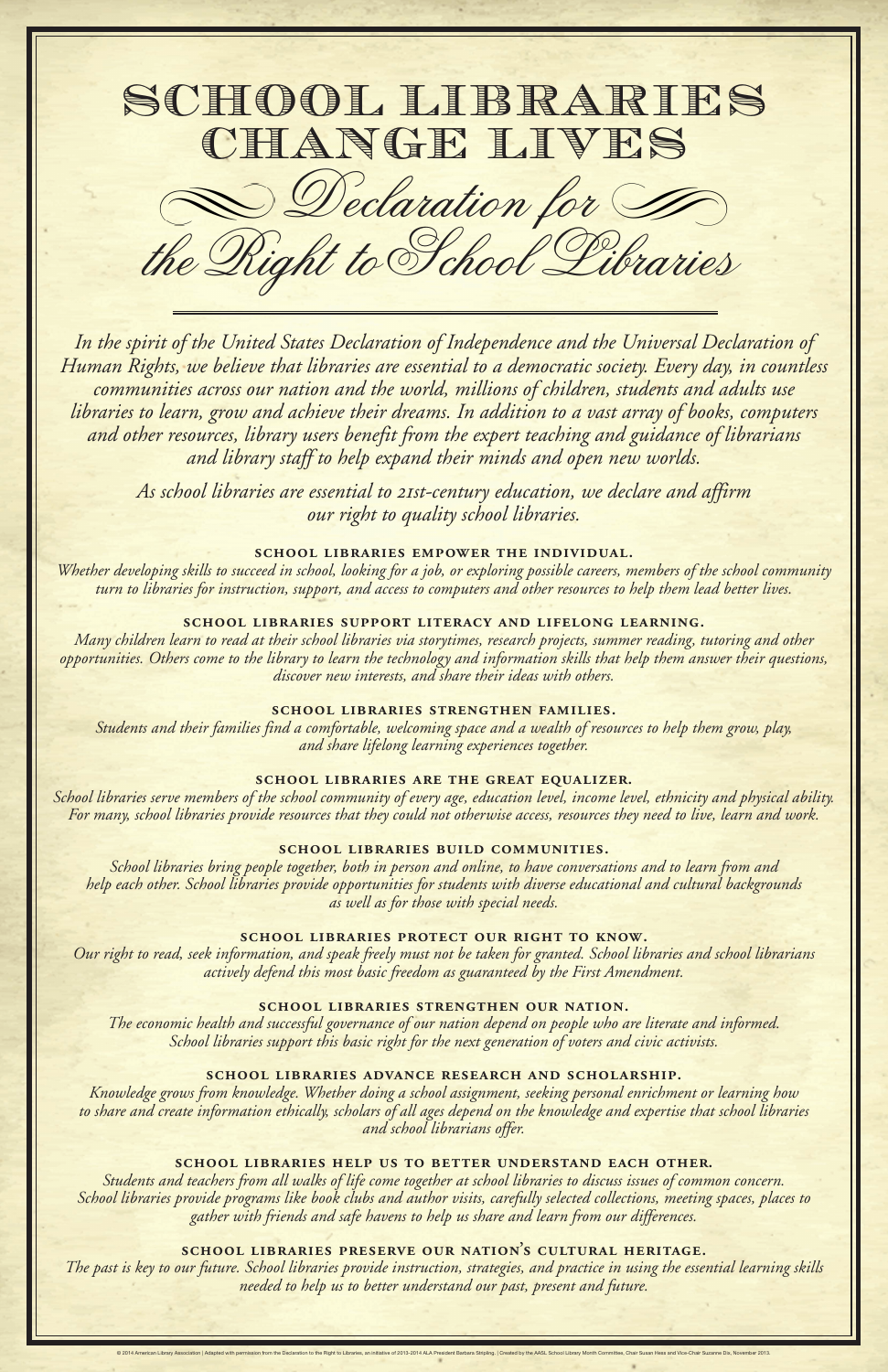# SCHOOL LIBRARIES CHANGE LIVES

## *Declaration for the Right to School Libraries*

*In the spirit of the United States Declaration of Independence and the Universal Declaration of Human Rights, we believe that libraries are essential to a democratic society. Every day, in countless communities across our nation and the world, millions of children, students and adults use libraries to learn, grow and achieve their dreams. In addition to a vast array of books, computers and other resources, library users benefit from the expert teaching and guidance of librarians and library staff to help expand their minds and open new worlds.*

*As school libraries are essential to 21st-century education, we declare and affirm our right to quality school libraries.*

**SCHOOL LIBRARIES EMPOWER THE INDIVIDUAL.**

*Whether developing skills to succeed in school, looking for a job, or exploring possible careers, members of the school community turn to libraries for instruction, support, and access to computers and other resources to help them lead better lives.*

**SCHOOL LIBRARIES SUPPORT LITERACY AND LIFELONG LEARNING.**

*Many children learn to read at their school libraries via storytimes, research projects, summer reading, tutoring and other opportunities. Others come to the library to learn the technology and information skills that help them answer their questions, discover new interests, and share their ideas with others.*

**SCHOOL LIBRARIES STRENGTHEN FAMILIES.**

*Students and their families find a comfortable, welcoming space and a wealth of resources to help them grow, play, and share lifelong learning experiences together.*

**SCHOOL LIBRARIES ARE THE GREAT EQUALIZER.**

*School libraries serve members of the school community of every age, education level, income level, ethnicity and physical ability. For many, school libraries provide resources that they could not otherwise access, resources they need to live, learn and work.*

**SCHOOL LIBRARIES BUILD COMMUNITIES.**

*School libraries bring people together, both in person and online, to have conversations and to learn from and help each other. School libraries provide opportunities for students with diverse educational and cultural backgrounds as well as for those with special needs.*

**SCHOOL LIBRARIES PROTECT OUR RIGHT TO KNOW.**

*Our right to read, seek information, and speak freely must not be taken for granted. School libraries and school librarians actively defend this most basic freedom as guaranteed by the First Amendment.*

**SCHOOL LIBRARIES STRENGTHEN OUR NATION.**

*The economic health and successful governance of our nation depend on people who are literate and informed. School libraries support this basic right for the next generation of voters and civic activists.*

**SCHOOL LIBRARIES ADVANCE RESEARCH AND SCHOLARSHIP.**

*Knowledge grows from knowledge. Whether doing a school assignment, seeking personal enrichment or learning how to share and create information ethically, scholars of all ages depend on the knowledge and expertise that school libraries and school librarians offer.*

**SCHOOL LIBRARIES HELP US TO BETTER UNDERSTAND EACH OTHER.**

*Students and teachers from all walks of life come together at school libraries to discuss issues of common concern. School libraries provide programs like book clubs and author visits, carefully selected collections, meeting spaces, places to gather with friends and safe havens to help us share and learn from our differences.*

**SCHOOL LIBRARIES PRESERVE OUR NATION'S CULTURAL HERITAGE.**

*The past is key to our future. School libraries provide instruction, strategies, and practice in using the essential learning skills needed to help us to better understand our past, present and future.*

© 2014 American Library Association | Adapted with permission from the Declaration to the Right to Libraries, an initiative of 2013-2014 ALA President Barbara Stripling. | Created by the AASL School Library Month Committee, Chair Susan Hess and Vice-Chair Suzanne Dix, November 2013.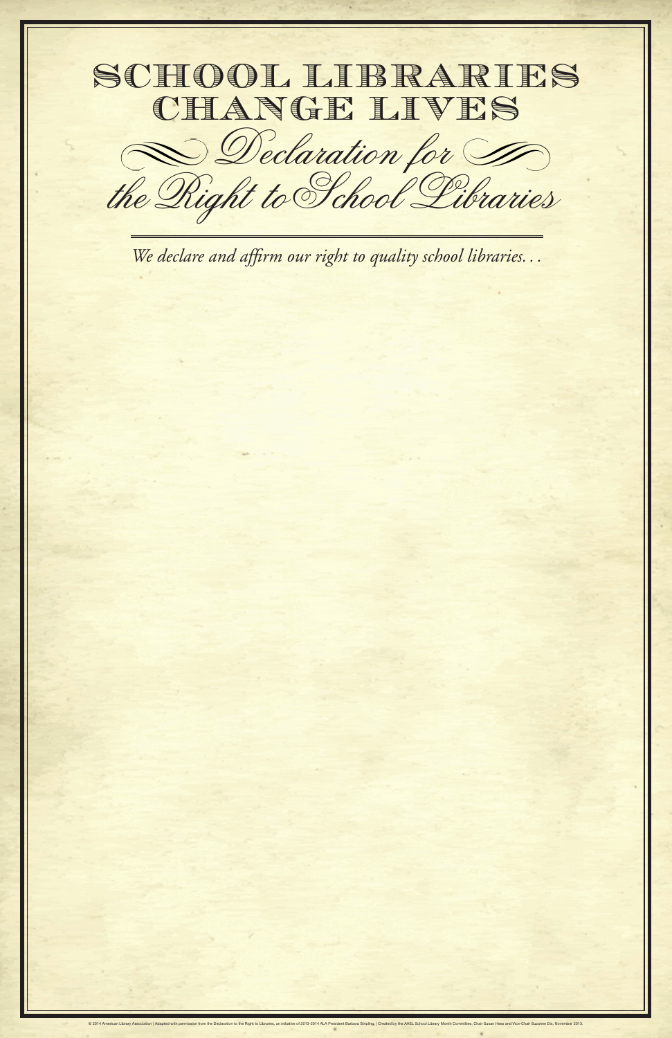# SCHOOL LIBRARIES CHANGE LIVES

## Declaration for the Right to School Libraries

*We declare and affirm our right to quality school libraries. . .*

© 2014 American Library Association | Adapted with permission from the Declaration to the Right to Libraries, an initiative of 2013-2014 ALA President Barbara Stripling. | Created by the AASL School Library Month Committee, Chair Susan Hess and Vice-Chair Suzanne Dix, November 2013.